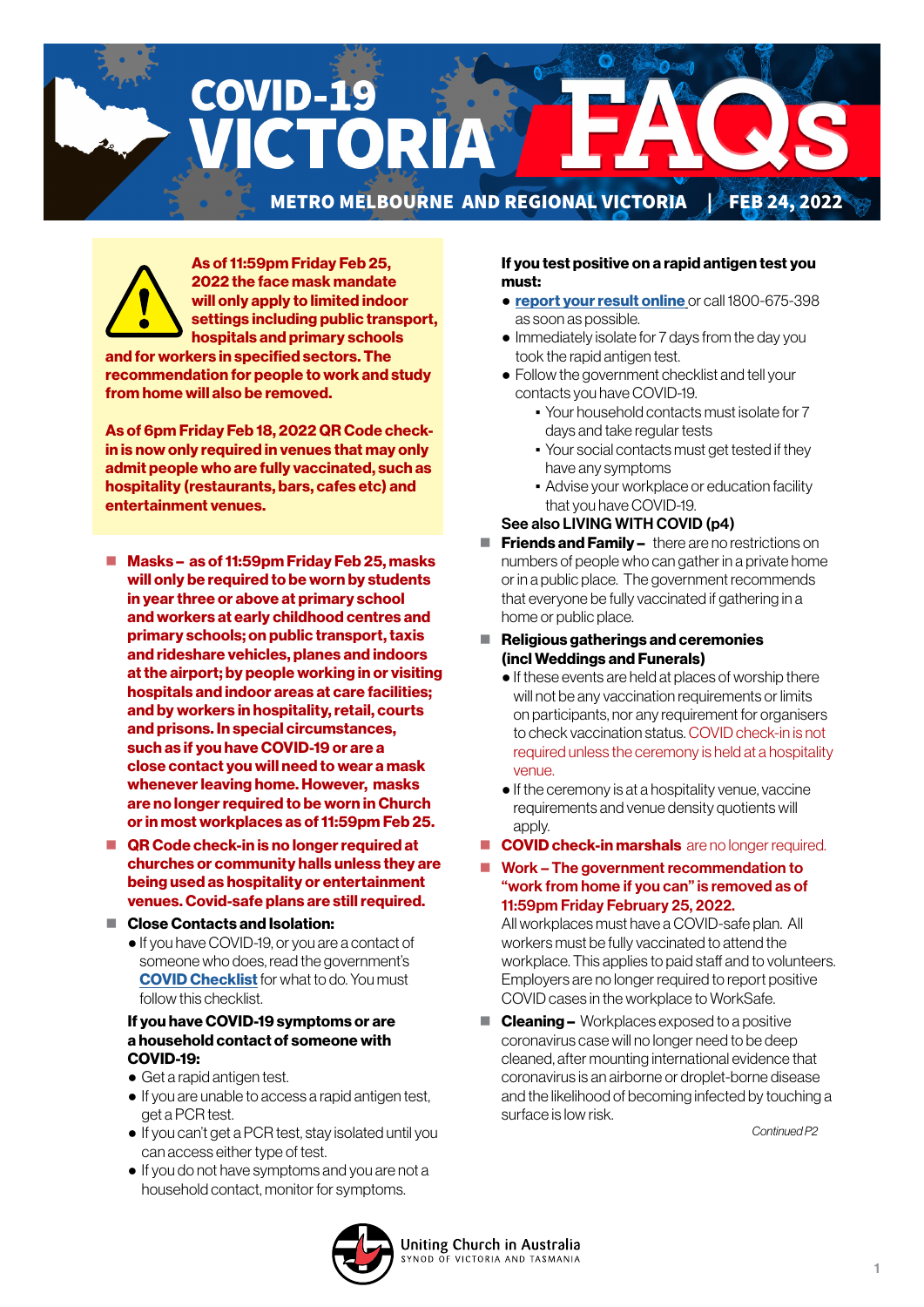# COVID-19 VICTORIA FAQs

**METRO MELBOURNE AND REGIONAL VICTORIA | FEB 24, 2022**

**As of 11:59pm Friday Feb 25, 2022 the face mask mandate will only apply to limited indoor settings including public transport, hospitals and primary schools and for workers in specified sectors. The recommendation for people to work and study from home will also be removed.**

**As of 6pm Friday Feb 18, 2022 QR Code check-in is now only required in venues that may only admit people who are fully vaccinated, such as hospitality (restaurants, bars, cafes etc) and entertainment venues.**

- **Masks – as of 11:59pm Friday Feb 25, masks will only be required to be worn by students in year three or above at primary school and workers at early childhood centres and primary schools; on public transport, taxis and rideshare vehicles, planes and indoors at the airport; by people working in or visiting hospitals and indoor areas at care facilities; and by workers in hospitality, retail, courts and prisons. In special circumstances, such as if you have COVID-19 or are a close contact you will need to wear a mask whenever leaving home. However, masks are no longer required to be worn in Church or in most workplaces as of 11:59pm Feb 25.**
- **QR Code check-in is no longer required at churches or community halls unless they are being used as hospitality or entertainment venues. Covid-safe plans are still required.**
- **Close Contacts and Isolation:**
  - If you have COVID-19, or you are a contact of someone who does, read the government's **COVID Checklist** for what to do. You must follow this checklist.

  **If you have COVID-19 symptoms or are a household contact of someone with COVID-19:**
  - Get a rapid antigen test.
  - If you are unable to access a rapid antigen test, get a PCR test.
  - If you can't get a PCR test, stay isolated until you can access either type of test.
  - If you do not have symptoms and you are not a household contact, monitor for symptoms.

  **If you test positive on a rapid antigen test you must:**
  - **report your result online** or call 1800-675-398 as soon as possible.
  - Immediately isolate for 7 days from the day you took the rapid antigen test.
  - Follow the government checklist and tell your contacts you have COVID-19.
    - Your household contacts must isolate for 7 days and take regular tests
    - Your social contacts must get tested if they have any symptoms
    - Advise your workplace or education facility that you have COVID-19.

  **See also LIVING WITH COVID (p4)**
- **Friends and Family –** there are no restrictions on numbers of people who can gather in a private home or in a public place. The government recommends that everyone be fully vaccinated if gathering in a home or public place.
- **Religious gatherings and ceremonies (incl Weddings and Funerals)**
  - If these events are held at places of worship there will not be any vaccination requirements or limits on participants, nor any requirement for organisers to check vaccination status. COVID check-in is not required unless the ceremony is held at a hospitality venue.
  - If the ceremony is at a hospitality venue, vaccine requirements and venue density quotients will apply.
- **COVID check-in marshals** are no longer required.
- **Work – The government recommendation to "work from home if you can" is removed as of 11:59pm Friday February 25, 2022.** All workplaces must have a COVID-safe plan. All workers must be fully vaccinated to attend the workplace. This applies to paid staff and to volunteers. Employers are no longer required to report positive COVID cases in the workplace to WorkSafe.
- **Cleaning –** Workplaces exposed to a positive coronavirus case will no longer need to be deep cleaned, after mounting international evidence that coronavirus is an airborne or droplet-borne disease and the likelihood of becoming infected by touching a surface is low risk.

*Continued P2*

Uniting Church in Australia
SYNOD OF VICTORIA AND TASMANIA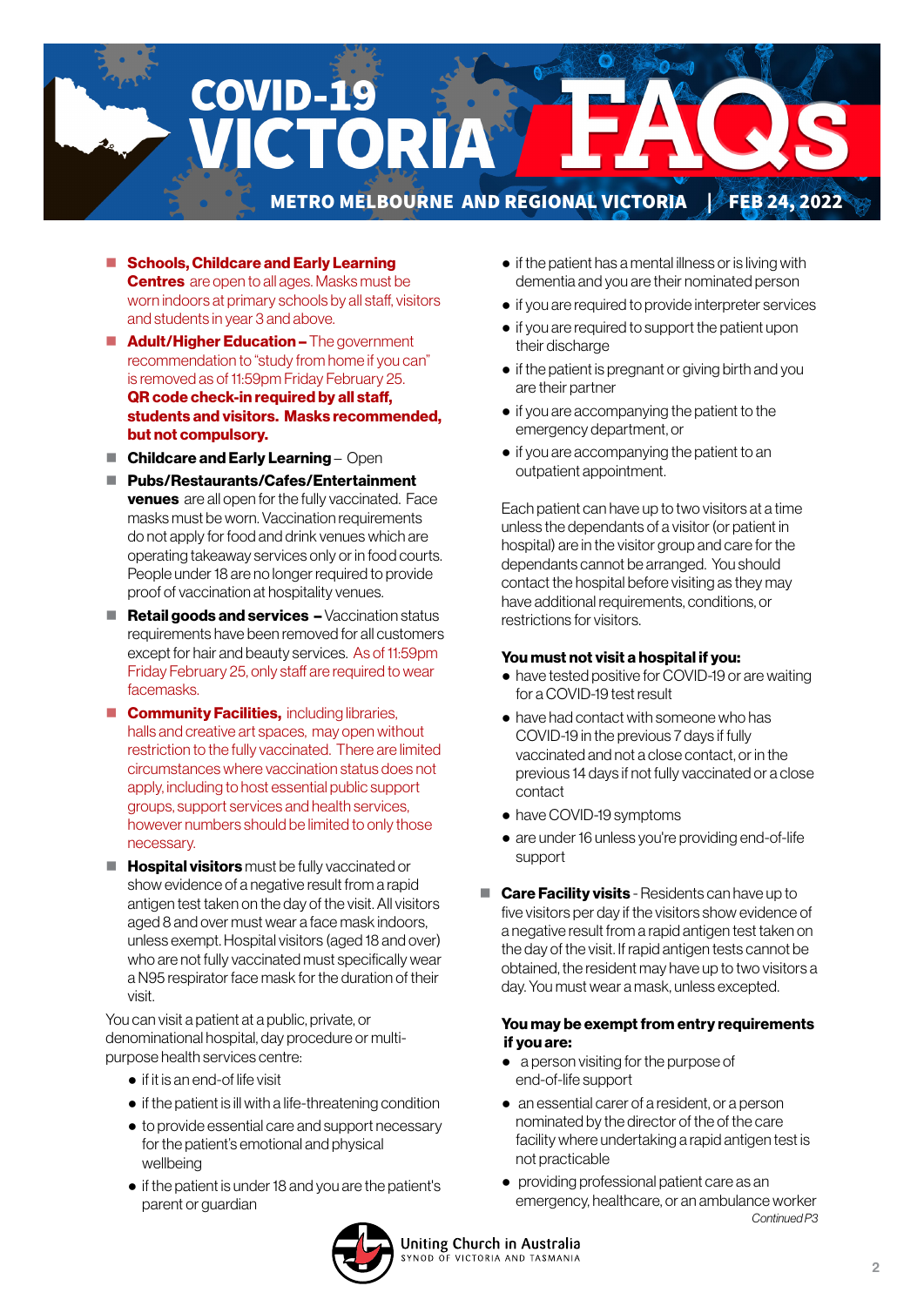# COVID-19 VICTORIA FAQs

**METRO MELBOURNE AND REGIONAL VICTORIA | FEB 24, 2022**

- **Schools, Childcare and Early Learning Centres** are open to all ages. Masks must be worn indoors at primary schools by all staff, visitors and students in year 3 and above.
- **Adult/Higher Education –** The government recommendation to "study from home if you can" is removed as of 11:59pm Friday February 25. **QR code check-in required by all staff, students and visitors. Masks recommended, but not compulsory.**
- **Childcare and Early Learning** – Open
- **Pubs/Restaurants/Cafes/Entertainment venues** are all open for the fully vaccinated. Face masks must be worn. Vaccination requirements do not apply for food and drink venues which are operating takeaway services only or in food courts. People under 18 are no longer required to provide proof of vaccination at hospitality venues.
- **Retail goods and services –** Vaccination status requirements have been removed for all customers except for hair and beauty services. As of 11:59pm Friday February 25, only staff are required to wear facemasks.
- **Community Facilities,** including libraries, halls and creative art spaces, may open without restriction to the fully vaccinated. There are limited circumstances where vaccination status does not apply, including to host essential public support groups, support services and health services, however numbers should be limited to only those necessary.
- **Hospital visitors** must be fully vaccinated or show evidence of a negative result from a rapid antigen test taken on the day of the visit. All visitors aged 8 and over must wear a face mask indoors, unless exempt. Hospital visitors (aged 18 and over) who are not fully vaccinated must specifically wear a N95 respirator face mask for the duration of their visit.

You can visit a patient at a public, private, or denominational hospital, day procedure or multi-purpose health services centre:

- if it is an end-of life visit
- if the patient is ill with a life-threatening condition
- to provide essential care and support necessary for the patient's emotional and physical wellbeing
- if the patient is under 18 and you are the patient's parent or guardian
- if the patient has a mental illness or is living with dementia and you are their nominated person
- if you are required to provide interpreter services
- if you are required to support the patient upon their discharge
- if the patient is pregnant or giving birth and you are their partner
- if you are accompanying the patient to the emergency department, or
- if you are accompanying the patient to an outpatient appointment.

Each patient can have up to two visitors at a time unless the dependants of a visitor (or patient in hospital) are in the visitor group and care for the dependants cannot be arranged. You should contact the hospital before visiting as they may have additional requirements, conditions, or restrictions for visitors.

**You must not visit a hospital if you:**

- have tested positive for COVID-19 or are waiting for a COVID-19 test result
- have had contact with someone who has COVID-19 in the previous 7 days if fully vaccinated and not a close contact, or in the previous 14 days if not fully vaccinated or a close contact
- have COVID-19 symptoms
- are under 16 unless you're providing end-of-life support

- **Care Facility visits** - Residents can have up to five visitors per day if the visitors show evidence of a negative result from a rapid antigen test taken on the day of the visit. If rapid antigen tests cannot be obtained, the resident may have up to two visitors a day. You must wear a mask, unless excepted.

**You may be exempt from entry requirements if you are:**

- a person visiting for the purpose of end-of-life support
- an essential carer of a resident, or a person nominated by the director of the of the care facility where undertaking a rapid antigen test is not practicable
- providing professional patient care as an emergency, healthcare, or an ambulance worker

*Continued P3*

Uniting Church in Australia
SYNOD OF VICTORIA AND TASMANIA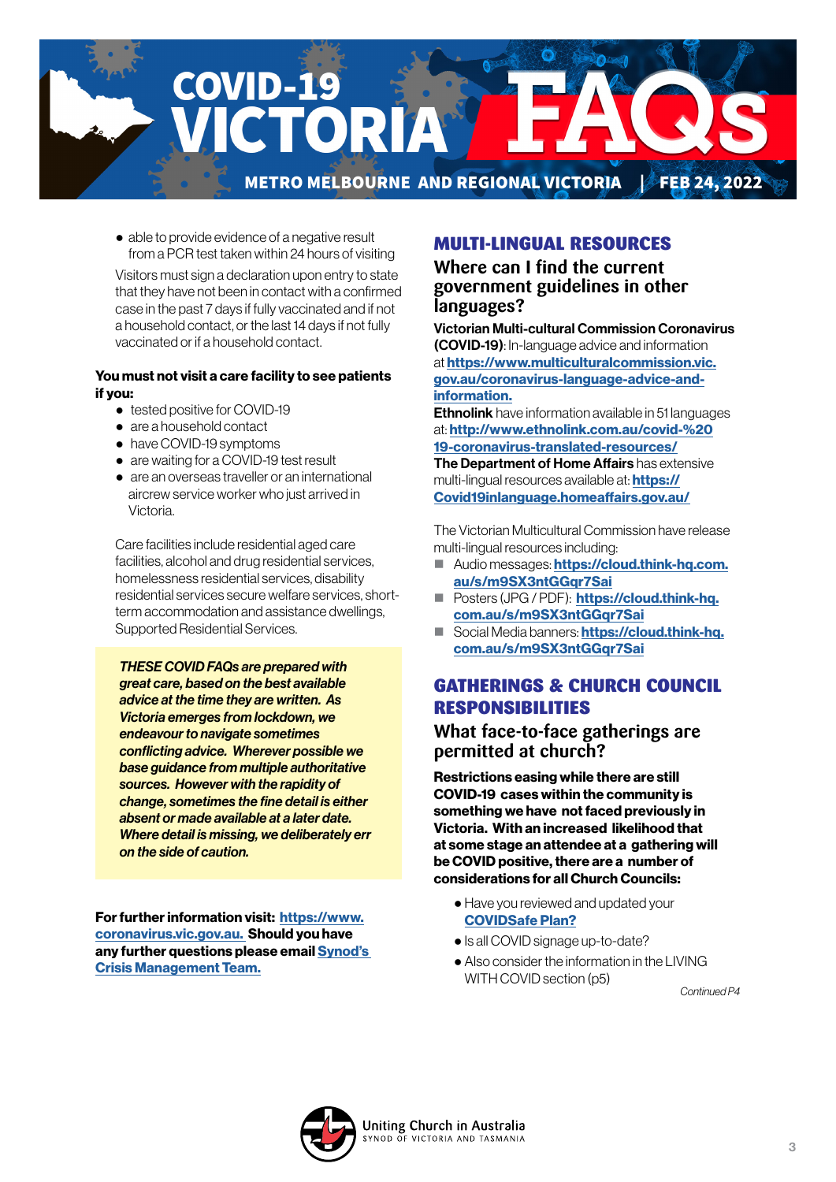# COVID-19 VICTORIA FAQs

METRO MELBOURNE AND REGIONAL VICTORIA | FEB 24, 2022

- able to provide evidence of a negative result from a PCR test taken within 24 hours of visiting

Visitors must sign a declaration upon entry to state that they have not been in contact with a confirmed case in the past 7 days if fully vaccinated and if not a household contact, or the last 14 days if not fully vaccinated or if a household contact.

**You must not visit a care facility to see patients if you:**

- tested positive for COVID-19
- are a household contact
- have COVID-19 symptoms
- are waiting for a COVID-19 test result
- are an overseas traveller or an international aircrew service worker who just arrived in Victoria.

Care facilities include residential aged care facilities, alcohol and drug residential services, homelessness residential services, disability residential services secure welfare services, short-term accommodation and assistance dwellings, Supported Residential Services.

***THESE COVID FAQs are prepared with great care, based on the best available advice at the time they are written. As Victoria emerges from lockdown, we endeavour to navigate sometimes conflicting advice. Wherever possible we base guidance from multiple authoritative sources. However with the rapidity of change, sometimes the fine detail is either absent or made available at a later date. Where detail is missing, we deliberately err on the side of caution.***

**For further information visit: [https://www.coronavirus.vic.gov.au.](https://www.coronavirus.vic.gov.au) Should you have any further questions please email Synod's Crisis Management Team.**

## MULTI-LINGUAL RESOURCES

### Where can I find the current government guidelines in other languages?

**Victorian Multi-cultural Commission Coronavirus (COVID-19)**: In-language advice and information at **https://www.multiculturalcommission.vic.gov.au/coronavirus-language-advice-and-information.**

**Ethnolink** have information available in 51 languages at: **http://www.ethnolink.com.au/covid-%2019-coronavirus-translated-resources/**

**The Department of Home Affairs** has extensive multi-lingual resources available at: **https://Covid19inlanguage.homeaffairs.gov.au/**

The Victorian Multicultural Commission have release multi-lingual resources including:

- Audio messages: **https://cloud.think-hq.com.au/s/m9SX3ntGGqr7Sai**
- Posters (JPG / PDF): **https://cloud.think-hq.com.au/s/m9SX3ntGGqr7Sai**
- Social Media banners: **https://cloud.think-hq.com.au/s/m9SX3ntGGqr7Sai**

## GATHERINGS & CHURCH COUNCIL RESPONSIBILITIES

### What face-to-face gatherings are permitted at church?

**Restrictions easing while there are still COVID-19 cases within the community is something we have not faced previously in Victoria. With an increased likelihood that at some stage an attendee at a gathering will be COVID positive, there are a number of considerations for all Church Councils:**

- Have you reviewed and updated your **COVIDSafe Plan?**
- Is all COVID signage up-to-date?
- Also consider the information in the LIVING WITH COVID section (p5)

*Continued P4*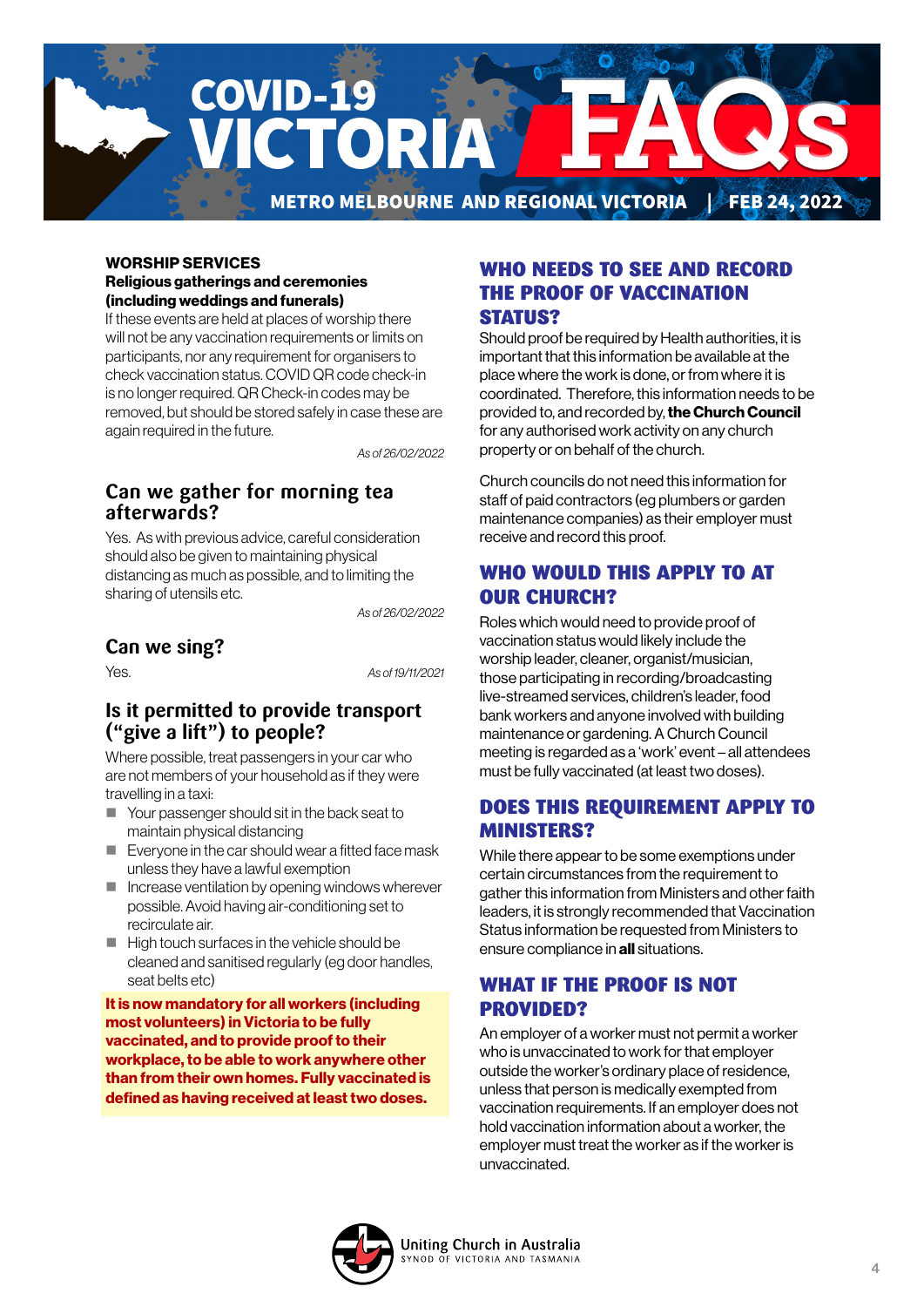# COVID-19 VICTORIA FAQs

METRO MELBOURNE AND REGIONAL VICTORIA | FEB 24, 2022

**WORSHIP SERVICES**

**Religious gatherings and ceremonies (including weddings and funerals)**

If these events are held at places of worship there will not be any vaccination requirements or limits on participants, nor any requirement for organisers to check vaccination status. COVID QR code check-in is no longer required. QR Check-in codes may be removed, but should be stored safely in case these are again required in the future.

*As of 26/02/2022*

### Can we gather for morning tea afterwards?

Yes. As with previous advice, careful consideration should also be given to maintaining physical distancing as much as possible, and to limiting the sharing of utensils etc.

*As of 26/02/2022*

### Can we sing?

Yes.

*As of 19/11/2021*

### Is it permitted to provide transport ("give a lift") to people?

Where possible, treat passengers in your car who are not members of your household as if they were travelling in a taxi:

- Your passenger should sit in the back seat to maintain physical distancing
- Everyone in the car should wear a fitted face mask unless they have a lawful exemption
- Increase ventilation by opening windows wherever possible. Avoid having air-conditioning set to recirculate air.
- High touch surfaces in the vehicle should be cleaned and sanitised regularly (eg door handles, seat belts etc)

**It is now mandatory for all workers (including most volunteers) in Victoria to be fully vaccinated, and to provide proof to their workplace, to be able to work anywhere other than from their own homes. Fully vaccinated is defined as having received at least two doses.**

## WHO NEEDS TO SEE AND RECORD THE PROOF OF VACCINATION STATUS?

Should proof be required by Health authorities, it is important that this information be available at the place where the work is done, or from where it is coordinated. Therefore, this information needs to be provided to, and recorded by, **the Church Council** for any authorised work activity on any church property or on behalf of the church.

Church councils do not need this information for staff of paid contractors (eg plumbers or garden maintenance companies) as their employer must receive and record this proof.

## WHO WOULD THIS APPLY TO AT OUR CHURCH?

Roles which would need to provide proof of vaccination status would likely include the worship leader, cleaner, organist/musician, those participating in recording/broadcasting live-streamed services, children's leader, food bank workers and anyone involved with building maintenance or gardening. A Church Council meeting is regarded as a 'work' event – all attendees must be fully vaccinated (at least two doses).

## DOES THIS REQUIREMENT APPLY TO MINISTERS?

While there appear to be some exemptions under certain circumstances from the requirement to gather this information from Ministers and other faith leaders, it is strongly recommended that Vaccination Status information be requested from Ministers to ensure compliance in **all** situations.

## WHAT IF THE PROOF IS NOT PROVIDED?

An employer of a worker must not permit a worker who is unvaccinated to work for that employer outside the worker's ordinary place of residence, unless that person is medically exempted from vaccination requirements. If an employer does not hold vaccination information about a worker, the employer must treat the worker as if the worker is unvaccinated.

Uniting Church in Australia
SYNOD OF VICTORIA AND TASMANIA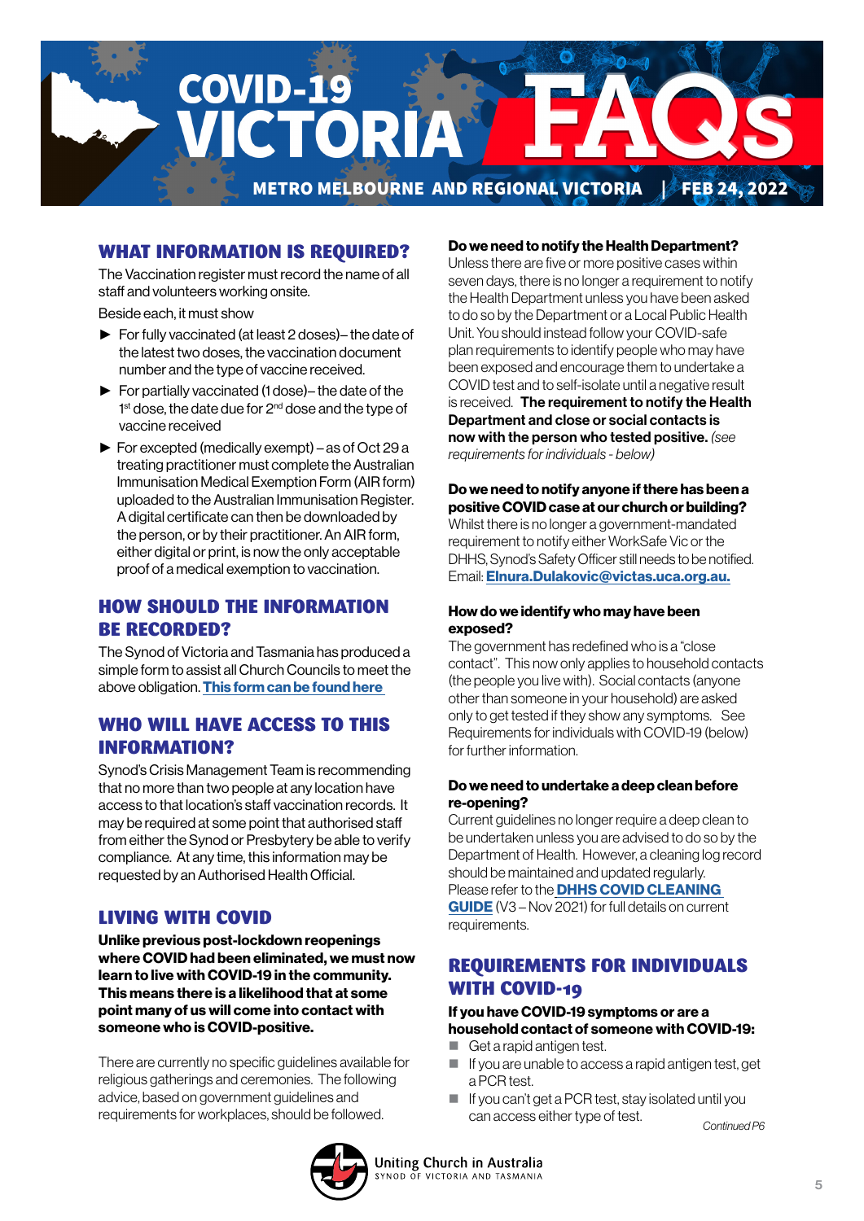# COVID-19 VICTORIA FAQs

**METRO MELBOURNE AND REGIONAL VICTORIA | FEB 24, 2022**

## WHAT INFORMATION IS REQUIRED?

The Vaccination register must record the name of all staff and volunteers working onsite.

Beside each, it must show

- For fully vaccinated (at least 2 doses)– the date of the latest two doses, the vaccination document number and the type of vaccine received.
- For partially vaccinated (1 dose)– the date of the 1st dose, the date due for 2nd dose and the type of vaccine received
- For excepted (medically exempt) – as of Oct 29 a treating practitioner must complete the Australian Immunisation Medical Exemption Form (AIR form) uploaded to the Australian Immunisation Register. A digital certificate can then be downloaded by the person, or by their practitioner. An AIR form, either digital or print, is now the only acceptable proof of a medical exemption to vaccination.

## HOW SHOULD THE INFORMATION BE RECORDED?

The Synod of Victoria and Tasmania has produced a simple form to assist all Church Councils to meet the above obligation. **This form can be found here**

## WHO WILL HAVE ACCESS TO THIS INFORMATION?

Synod's Crisis Management Team is recommending that no more than two people at any location have access to that location's staff vaccination records. It may be required at some point that authorised staff from either the Synod or Presbytery be able to verify compliance. At any time, this information may be requested by an Authorised Health Official.

## LIVING WITH COVID

**Unlike previous post-lockdown reopenings where COVID had been eliminated, we must now learn to live with COVID-19 in the community. This means there is a likelihood that at some point many of us will come into contact with someone who is COVID-positive.**

There are currently no specific guidelines available for religious gatherings and ceremonies. The following advice, based on government guidelines and requirements for workplaces, should be followed.

### Do we need to notify the Health Department?

Unless there are five or more positive cases within seven days, there is no longer a requirement to notify the Health Department unless you have been asked to do so by the Department or a Local Public Health Unit. You should instead follow your COVID-safe plan requirements to identify people who may have been exposed and encourage them to undertake a COVID test and to self-isolate until a negative result is received. **The requirement to notify the Health Department and close or social contacts is now with the person who tested positive.** *(see requirements for individuals - below)*

### Do we need to notify anyone if there has been a positive COVID case at our church or building?

Whilst there is no longer a government-mandated requirement to notify either WorkSafe Vic or the DHHS, Synod's Safety Officer still needs to be notified. Email: **Elnura.Dulakovic@victas.uca.org.au.**

### How do we identify who may have been exposed?

The government has redefined who is a "close contact". This now only applies to household contacts (the people you live with). Social contacts (anyone other than someone in your household) are asked only to get tested if they show any symptoms. See Requirements for individuals with COVID-19 (below) for further information.

### Do we need to undertake a deep clean before re-opening?

Current guidelines no longer require a deep clean to be undertaken unless you are advised to do so by the Department of Health. However, a cleaning log record should be maintained and updated regularly. Please refer to the **DHHS COVID CLEANING GUIDE** (V3 – Nov 2021) for full details on current requirements.

## REQUIREMENTS FOR INDIVIDUALS WITH COVID-19

**If you have COVID-19 symptoms or are a household contact of someone with COVID-19:**

- Get a rapid antigen test.
- If you are unable to access a rapid antigen test, get a PCR test.
- If you can't get a PCR test, stay isolated until you can access either type of test.

*Continued P6*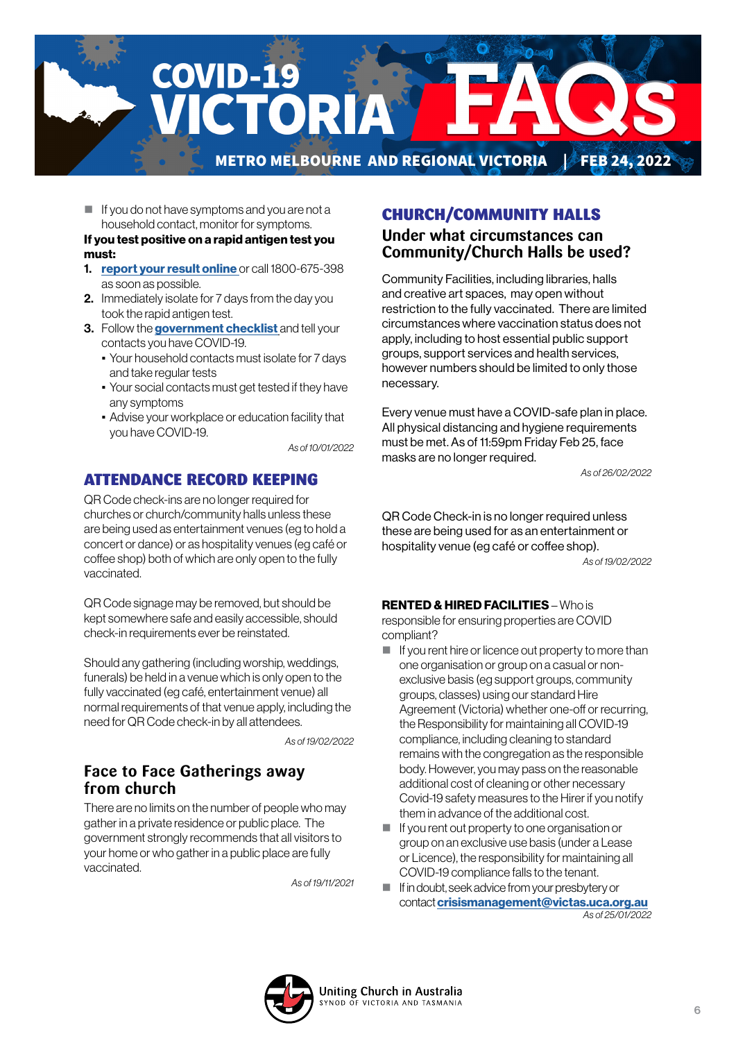# COVID-19 VICTORIA FAQs

METRO MELBOURNE AND REGIONAL VICTORIA | FEB 24, 2022

- If you do not have symptoms and you are not a household contact, monitor for symptoms.

**If you test positive on a rapid antigen test you must:**

1. **report your result online** or call 1800-675-398 as soon as possible.
2. Immediately isolate for 7 days from the day you took the rapid antigen test.
3. Follow the **government checklist** and tell your contacts you have COVID-19.
   - Your household contacts must isolate for 7 days and take regular tests
   - Your social contacts must get tested if they have any symptoms
   - Advise your workplace or education facility that you have COVID-19.

*As of 10/01/2022*

## ATTENDANCE RECORD KEEPING

QR Code check-ins are no longer required for churches or church/community halls unless these are being used as entertainment venues (eg to hold a concert or dance) or as hospitality venues (eg café or coffee shop) both of which are only open to the fully vaccinated.

QR Code signage may be removed, but should be kept somewhere safe and easily accessible, should check-in requirements ever be reinstated.

Should any gathering (including worship, weddings, funerals) be held in a venue which is only open to the fully vaccinated (eg café, entertainment venue) all normal requirements of that venue apply, including the need for QR Code check-in by all attendees.

*As of 19/02/2022*

### Face to Face Gatherings away from church

There are no limits on the number of people who may gather in a private residence or public place. The government strongly recommends that all visitors to your home or who gather in a public place are fully vaccinated.

*As of 19/11/2021*

## CHURCH/COMMUNITY HALLS

### Under what circumstances can Community/Church Halls be used?

Community Facilities, including libraries, halls and creative art spaces, may open without restriction to the fully vaccinated. There are limited circumstances where vaccination status does not apply, including to host essential public support groups, support services and health services, however numbers should be limited to only those necessary.

Every venue must have a COVID-safe plan in place. All physical distancing and hygiene requirements must be met. As of 11:59pm Friday Feb 25, face masks are no longer required.

*As of 26/02/2022*

QR Code Check-in is no longer required unless these are being used for as an entertainment or hospitality venue (eg café or coffee shop).

*As of 19/02/2022*

**RENTED & HIRED FACILITIES** – Who is responsible for ensuring properties are COVID compliant?

- If you rent hire or licence out property to more than one organisation or group on a casual or non-exclusive basis (eg support groups, community groups, classes) using our standard Hire Agreement (Victoria) whether one-off or recurring, the Responsibility for maintaining all COVID-19 compliance, including cleaning to standard remains with the congregation as the responsible body. However, you may pass on the reasonable additional cost of cleaning or other necessary Covid-19 safety measures to the Hirer if you notify them in advance of the additional cost.
- If you rent out property to one organisation or group on an exclusive use basis (under a Lease or Licence), the responsibility for maintaining all COVID-19 compliance falls to the tenant.
- If in doubt, seek advice from your presbytery or contact **crisismanagement@victas.uca.org.au**

*As of 25/01/2022*

Uniting Church in Australia
SYNOD OF VICTORIA AND TASMANIA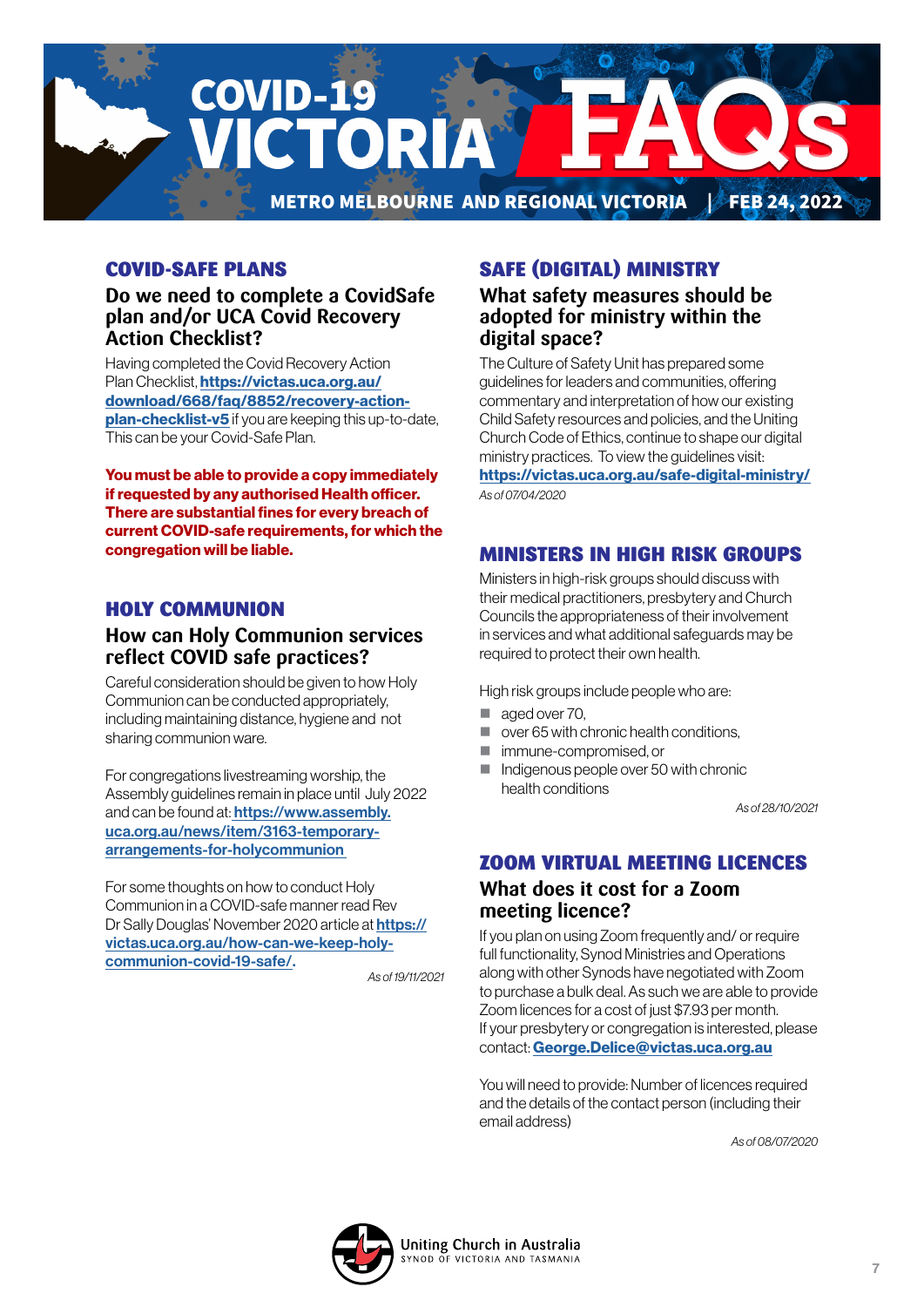# COVID-19 VICTORIA FAQs

METRO MELBOURNE AND REGIONAL VICTORIA | FEB 24, 2022

## COVID-SAFE PLANS

### Do we need to complete a CovidSafe plan and/or UCA Covid Recovery Action Checklist?

Having completed the Covid Recovery Action Plan Checklist, **https://victas.uca.org.au/download/668/faq/8852/recovery-action-plan-checklist-v5** if you are keeping this up-to-date, This can be your Covid-Safe Plan.

**You must be able to provide a copy immediately if requested by any authorised Health officer. There are substantial fines for every breach of current COVID-safe requirements, for which the congregation will be liable.**

## HOLY COMMUNION

### How can Holy Communion services reflect COVID safe practices?

Careful consideration should be given to how Holy Communion can be conducted appropriately, including maintaining distance, hygiene and not sharing communion ware.

For congregations livestreaming worship, the Assembly guidelines remain in place until July 2022 and can be found at: **https://www.assembly.uca.org.au/news/item/3163-temporary-arrangements-for-holycommunion**

For some thoughts on how to conduct Holy Communion in a COVID-safe manner read Rev Dr Sally Douglas' November 2020 article at **https://victas.uca.org.au/how-can-we-keep-holy-communion-covid-19-safe/**.

*As of 19/11/2021*

## SAFE (DIGITAL) MINISTRY

### What safety measures should be adopted for ministry within the digital space?

The Culture of Safety Unit has prepared some guidelines for leaders and communities, offering commentary and interpretation of how our existing Child Safety resources and policies, and the Uniting Church Code of Ethics, continue to shape our digital ministry practices. To view the guidelines visit: **https://victas.uca.org.au/safe-digital-ministry/**

*As of 07/04/2020*

## MINISTERS IN HIGH RISK GROUPS

Ministers in high-risk groups should discuss with their medical practitioners, presbytery and Church Councils the appropriateness of their involvement in services and what additional safeguards may be required to protect their own health.

High risk groups include people who are:

- aged over 70,
- over 65 with chronic health conditions,
- immune-compromised, or
- Indigenous people over 50 with chronic health conditions

*As of 28/10/2021*

## ZOOM VIRTUAL MEETING LICENCES

### What does it cost for a Zoom meeting licence?

If you plan on using Zoom frequently and/ or require full functionality, Synod Ministries and Operations along with other Synods have negotiated with Zoom to purchase a bulk deal. As such we are able to provide Zoom licences for a cost of just $7.93 per month. If your presbytery or congregation is interested, please contact: **George.Delice@victas.uca.org.au**

You will need to provide: Number of licences required and the details of the contact person (including their email address)

*As of 08/07/2020*

Uniting Church in Australia
SYNOD OF VICTORIA AND TASMANIA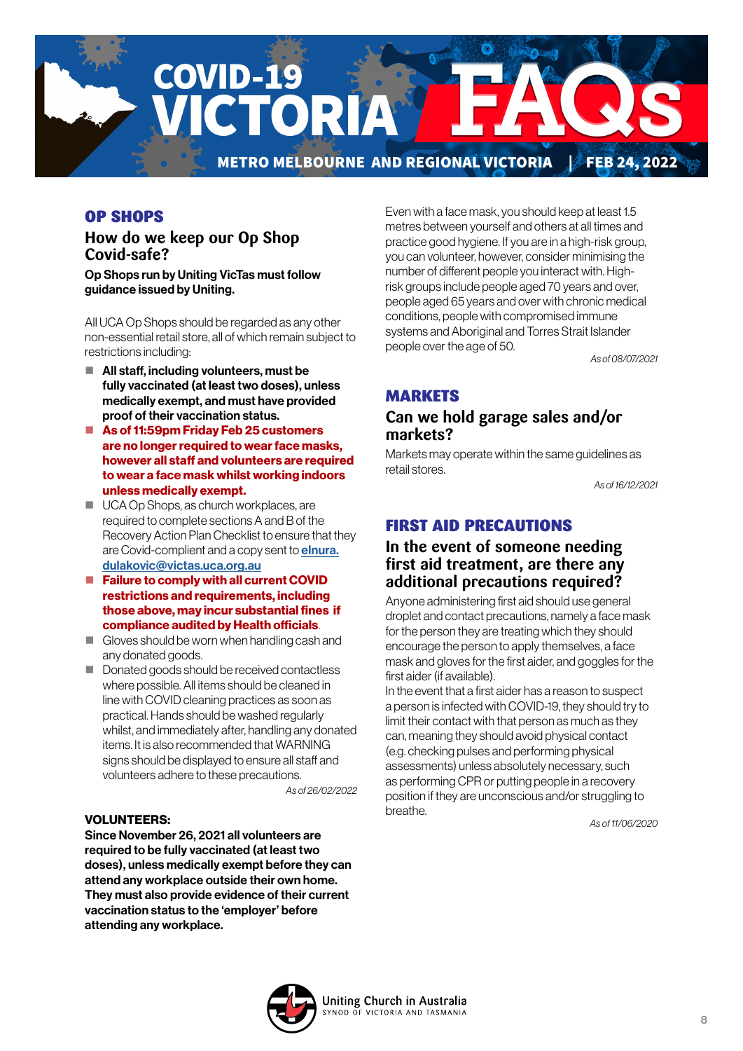# COVID-19 VICTORIA FAQs

**METRO MELBOURNE AND REGIONAL VICTORIA | FEB 24, 2022**

## OP SHOPS

### How do we keep our Op Shop Covid-safe?

**Op Shops run by Uniting VicTas must follow guidance issued by Uniting.**

All UCA Op Shops should be regarded as any other non-essential retail store, all of which remain subject to restrictions including:

- **All staff, including volunteers, must be fully vaccinated (at least two doses), unless medically exempt, and must have provided proof of their vaccination status.**
- **As of 11:59pm Friday Feb 25 customers are no longer required to wear face masks, however all staff and volunteers are required to wear a face mask whilst working indoors unless medically exempt.**
- UCA Op Shops, as church workplaces, are required to complete sections A and B of the Recovery Action Plan Checklist to ensure that they are Covid-complient and a copy sent to **elnura.dulakovic@victas.uca.org.au**
- **Failure to comply with all current COVID restrictions and requirements, including those above, may incur substantial fines if compliance audited by Health officials**.
- Gloves should be worn when handling cash and any donated goods.
- Donated goods should be received contactless where possible. All items should be cleaned in line with COVID cleaning practices as soon as practical. Hands should be washed regularly whilst, and immediately after, handling any donated items. It is also recommended that WARNING signs should be displayed to ensure all staff and volunteers adhere to these precautions.

*As of 26/02/2022*

**VOLUNTEERS:**

**Since November 26, 2021 all volunteers are required to be fully vaccinated (at least two doses), unless medically exempt before they can attend any workplace outside their own home. They must also provide evidence of their current vaccination status to the 'employer' before attending any workplace.**

Even with a face mask, you should keep at least 1.5 metres between yourself and others at all times and practice good hygiene. If you are in a high-risk group, you can volunteer, however, consider minimising the number of different people you interact with. High-risk groups include people aged 70 years and over, people aged 65 years and over with chronic medical conditions, people with compromised immune systems and Aboriginal and Torres Strait Islander people over the age of 50.

*As of 08/07/2021*

## MARKETS

### Can we hold garage sales and/or markets?

Markets may operate within the same guidelines as retail stores.

*As of 16/12/2021*

## FIRST AID PRECAUTIONS

### In the event of someone needing first aid treatment, are there any additional precautions required?

Anyone administering first aid should use general droplet and contact precautions, namely a face mask for the person they are treating which they should encourage the person to apply themselves, a face mask and gloves for the first aider, and goggles for the first aider (if available).

In the event that a first aider has a reason to suspect a person is infected with COVID-19, they should try to limit their contact with that person as much as they can, meaning they should avoid physical contact (e.g. checking pulses and performing physical assessments) unless absolutely necessary, such as performing CPR or putting people in a recovery position if they are unconscious and/or struggling to breathe.

*As of 11/06/2020*

Uniting Church in Australia
SYNOD OF VICTORIA AND TASMANIA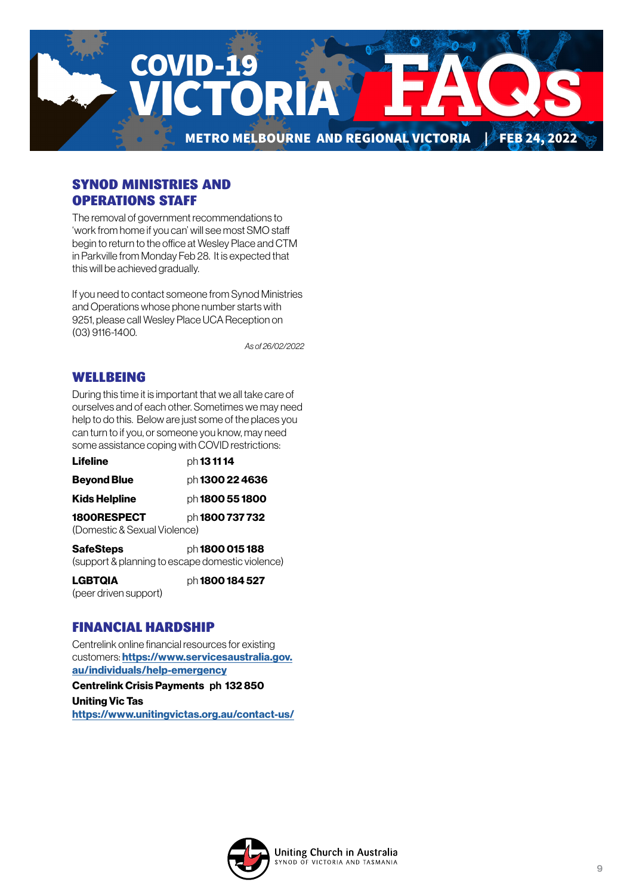# COVID-19 VICTORIA FAQs

**METRO MELBOURNE AND REGIONAL VICTORIA | FEB 24, 2022**

## SYNOD MINISTRIES AND OPERATIONS STAFF

The removal of government recommendations to 'work from home if you can' will see most SMO staff begin to return to the office at Wesley Place and CTM in Parkville from Monday Feb 28. It is expected that this will be achieved gradually.

If you need to contact someone from Synod Ministries and Operations whose phone number starts with 9251, please call Wesley Place UCA Reception on (03) 9116-1400.

*As of 26/02/2022*

## WELLBEING

During this time it is important that we all take care of ourselves and of each other. Sometimes we may need help to do this. Below are just some of the places you can turn to if you, or someone you know, may need some assistance coping with COVID restrictions:

| | |
|---|---|
| **Lifeline** | ph **13 11 14** |
| **Beyond Blue** | ph **1300 22 4636** |
| **Kids Helpline** | ph **1800 55 1800** |
| **1800RESPECT** (Domestic & Sexual Violence) | ph **1800 737 732** |
| **SafeSteps** (support & planning to escape domestic violence) | ph **1800 015 188** |
| **LGBTQIA** (peer driven support) | ph **1800 184 527** |

## FINANCIAL HARDSHIP

Centrelink online financial resources for existing customers: **https://www.servicesaustralia.gov.au/individuals/help-emergency**

**Centrelink Crisis Payments ph 132 850**

**Uniting Vic Tas**
**https://www.unitingvictas.org.au/contact-us/**

Uniting Church in Australia
SYNOD OF VICTORIA AND TASMANIA